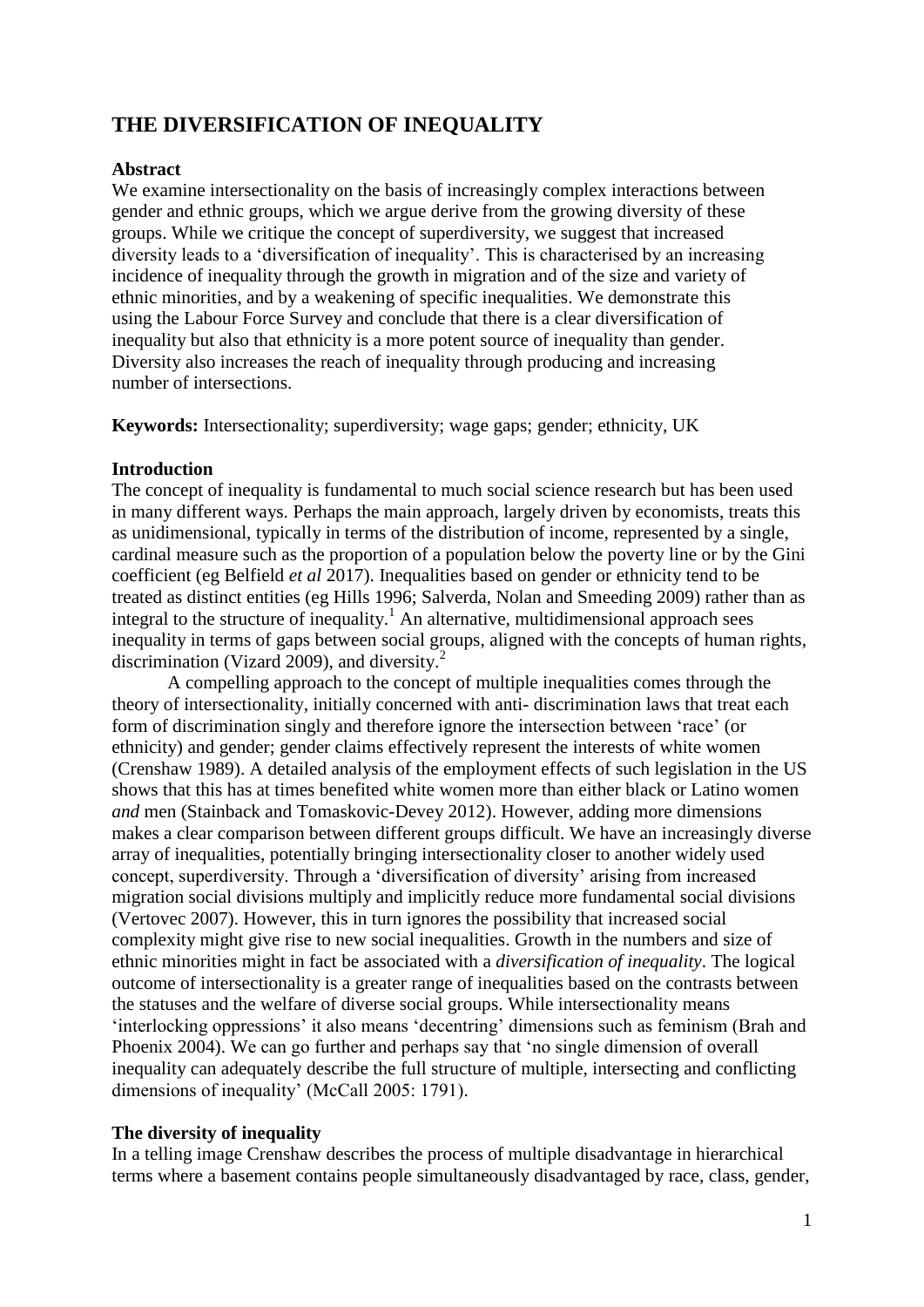# THE DIVERSIFICATION OF INEQUALITY

**Abstract**

We examine intersectionality on the basis of increasingly complex interactions between gender and ethnic groups, which we argue derive from the growing diversity of these groups. While we critique the concept of superdiversity, we suggest that increased diversity leads to a 'diversification of inequality'. This is characterised by an increasing incidence of inequality through the growth in migration and of the size and variety of ethnic minorities, and by a weakening of specific inequalities. We demonstrate this using the Labour Force Survey and conclude that there is a clear diversification of inequality but also that ethnicity is a more potent source of inequality than gender. Diversity also increases the reach of inequality through producing and increasing number of intersections.

**Keywords:** Intersectionality; superdiversity; wage gaps; gender; ethnicity, UK

**Introduction**

The concept of inequality is fundamental to much social science research but has been used in many different ways. Perhaps the main approach, largely driven by economists, treats this as unidimensional, typically in terms of the distribution of income, represented by a single, cardinal measure such as the proportion of a population below the poverty line or by the Gini coefficient (eg Belfield *et al* 2017). Inequalities based on gender or ethnicity tend to be treated as distinct entities (eg Hills 1996; Salverda, Nolan and Smeeding 2009) rather than as integral to the structure of inequality.[1] An alternative, multidimensional approach sees inequality in terms of gaps between social groups, aligned with the concepts of human rights, discrimination (Vizard 2009), and diversity.[2]

A compelling approach to the concept of multiple inequalities comes through the theory of intersectionality, initially concerned with anti- discrimination laws that treat each form of discrimination singly and therefore ignore the intersection between 'race' (or ethnicity) and gender; gender claims effectively represent the interests of white women (Crenshaw 1989). A detailed analysis of the employment effects of such legislation in the US shows that this has at times benefited white women more than either black or Latino women *and* men (Stainback and Tomaskovic-Devey 2012). However, adding more dimensions makes a clear comparison between different groups difficult. We have an increasingly diverse array of inequalities, potentially bringing intersectionality closer to another widely used concept, superdiversity. Through a 'diversification of diversity' arising from increased migration social divisions multiply and implicitly reduce more fundamental social divisions (Vertovec 2007). However, this in turn ignores the possibility that increased social complexity might give rise to new social inequalities. Growth in the numbers and size of ethnic minorities might in fact be associated with a *diversification of inequality*. The logical outcome of intersectionality is a greater range of inequalities based on the contrasts between the statuses and the welfare of diverse social groups. While intersectionality means 'interlocking oppressions' it also means 'decentring' dimensions such as feminism (Brah and Phoenix 2004). We can go further and perhaps say that 'no single dimension of overall inequality can adequately describe the full structure of multiple, intersecting and conflicting dimensions of inequality' (McCall 2005: 1791).

**The diversity of inequality**

In a telling image Crenshaw describes the process of multiple disadvantage in hierarchical terms where a basement contains people simultaneously disadvantaged by race, class, gender,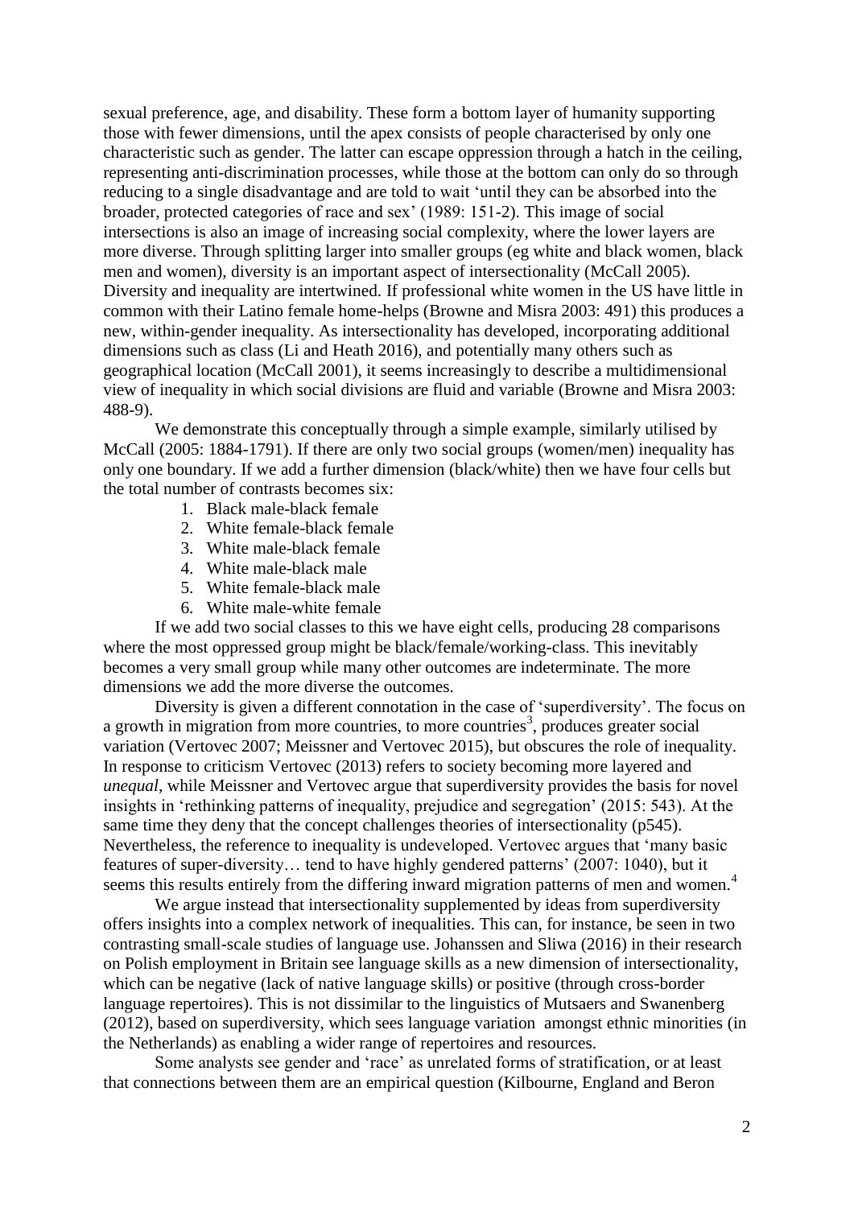sexual preference, age, and disability. These form a bottom layer of humanity supporting those with fewer dimensions, until the apex consists of people characterised by only one characteristic such as gender. The latter can escape oppression through a hatch in the ceiling, representing anti-discrimination processes, while those at the bottom can only do so through reducing to a single disadvantage and are told to wait 'until they can be absorbed into the broader, protected categories of race and sex' (1989: 151-2). This image of social intersections is also an image of increasing social complexity, where the lower layers are more diverse. Through splitting larger into smaller groups (eg white and black women, black men and women), diversity is an important aspect of intersectionality (McCall 2005). Diversity and inequality are intertwined. If professional white women in the US have little in common with their Latino female home-helps (Browne and Misra 2003: 491) this produces a new, within-gender inequality. As intersectionality has developed, incorporating additional dimensions such as class (Li and Heath 2016), and potentially many others such as geographical location (McCall 2001), it seems increasingly to describe a multidimensional view of inequality in which social divisions are fluid and variable (Browne and Misra 2003: 488-9).

We demonstrate this conceptually through a simple example, similarly utilised by McCall (2005: 1884-1791). If there are only two social groups (women/men) inequality has only one boundary. If we add a further dimension (black/white) then we have four cells but the total number of contrasts becomes six:

1. Black male-black female
2. White female-black female
3. White male-black female
4. White male-black male
5. White female-black male
6. White male-white female

If we add two social classes to this we have eight cells, producing 28 comparisons where the most oppressed group might be black/female/working-class. This inevitably becomes a very small group while many other outcomes are indeterminate. The more dimensions we add the more diverse the outcomes.

Diversity is given a different connotation in the case of 'superdiversity'. The focus on a growth in migration from more countries, to more countries[3], produces greater social variation (Vertovec 2007; Meissner and Vertovec 2015), but obscures the role of inequality. In response to criticism Vertovec (2013) refers to society becoming more layered and *unequal*, while Meissner and Vertovec argue that superdiversity provides the basis for novel insights in 'rethinking patterns of inequality, prejudice and segregation' (2015: 543). At the same time they deny that the concept challenges theories of intersectionality (p545). Nevertheless, the reference to inequality is undeveloped. Vertovec argues that 'many basic features of super-diversity… tend to have highly gendered patterns' (2007: 1040), but it seems this results entirely from the differing inward migration patterns of men and women.[4]

We argue instead that intersectionality supplemented by ideas from superdiversity offers insights into a complex network of inequalities. This can, for instance, be seen in two contrasting small-scale studies of language use. Johanssen and Sliwa (2016) in their research on Polish employment in Britain see language skills as a new dimension of intersectionality, which can be negative (lack of native language skills) or positive (through cross-border language repertoires). This is not dissimilar to the linguistics of Mutsaers and Swanenberg (2012), based on superdiversity, which sees language variation amongst ethnic minorities (in the Netherlands) as enabling a wider range of repertoires and resources.

Some analysts see gender and 'race' as unrelated forms of stratification, or at least that connections between them are an empirical question (Kilbourne, England and Beron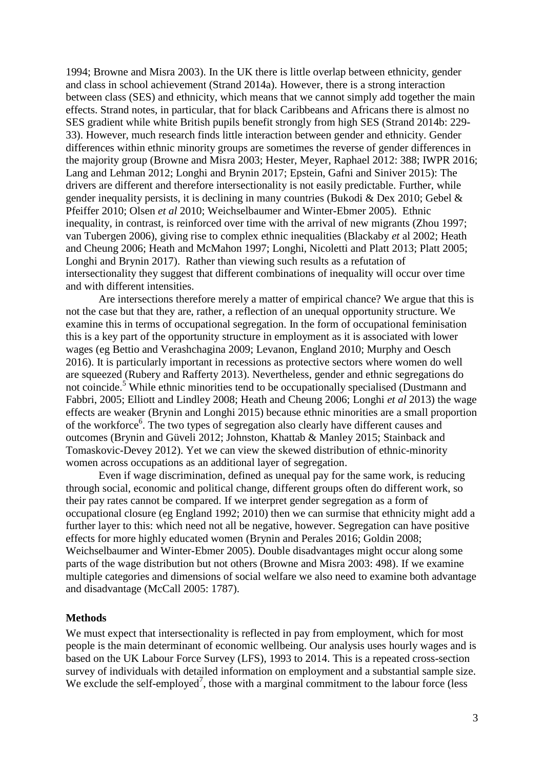1994; Browne and Misra 2003). In the UK there is little overlap between ethnicity, gender and class in school achievement (Strand 2014a). However, there is a strong interaction between class (SES) and ethnicity, which means that we cannot simply add together the main effects. Strand notes, in particular, that for black Caribbeans and Africans there is almost no SES gradient while white British pupils benefit strongly from high SES (Strand 2014b: 229-33). However, much research finds little interaction between gender and ethnicity. Gender differences within ethnic minority groups are sometimes the reverse of gender differences in the majority group (Browne and Misra 2003; Hester, Meyer, Raphael 2012: 388; IWPR 2016; Lang and Lehman 2012; Longhi and Brynin 2017; Epstein, Gafni and Siniver 2015): The drivers are different and therefore intersectionality is not easily predictable. Further, while gender inequality persists, it is declining in many countries (Bukodi & Dex 2010; Gebel & Pfeiffer 2010; Olsen *et al* 2010; Weichselbaumer and Winter-Ebmer 2005). Ethnic inequality, in contrast, is reinforced over time with the arrival of new migrants (Zhou 1997; van Tubergen 2006), giving rise to complex ethnic inequalities (Blackaby *et* al 2002; Heath and Cheung 2006; Heath and McMahon 1997; Longhi, Nicoletti and Platt 2013; Platt 2005; Longhi and Brynin 2017). Rather than viewing such results as a refutation of intersectionality they suggest that different combinations of inequality will occur over time and with different intensities.

Are intersections therefore merely a matter of empirical chance? We argue that this is not the case but that they are, rather, a reflection of an unequal opportunity structure. We examine this in terms of occupational segregation. In the form of occupational feminisation this is a key part of the opportunity structure in employment as it is associated with lower wages (eg Bettio and Verashchagina 2009; Levanon, England 2010; Murphy and Oesch 2016). It is particularly important in recessions as protective sectors where women do well are squeezed (Rubery and Rafferty 2013). Nevertheless, gender and ethnic segregations do not coincide.[5] While ethnic minorities tend to be occupationally specialised (Dustmann and Fabbri, 2005; Elliott and Lindley 2008; Heath and Cheung 2006; Longhi *et al* 2013) the wage effects are weaker (Brynin and Longhi 2015) because ethnic minorities are a small proportion of the workforce[6]. The two types of segregation also clearly have different causes and outcomes (Brynin and Güveli 2012; Johnston, Khattab & Manley 2015; Stainback and Tomaskovic-Devey 2012). Yet we can view the skewed distribution of ethnic-minority women across occupations as an additional layer of segregation.

Even if wage discrimination, defined as unequal pay for the same work, is reducing through social, economic and political change, different groups often do different work, so their pay rates cannot be compared. If we interpret gender segregation as a form of occupational closure (eg England 1992; 2010) then we can surmise that ethnicity might add a further layer to this: which need not all be negative, however. Segregation can have positive effects for more highly educated women (Brynin and Perales 2016; Goldin 2008; Weichselbaumer and Winter-Ebmer 2005). Double disadvantages might occur along some parts of the wage distribution but not others (Browne and Misra 2003: 498). If we examine multiple categories and dimensions of social welfare we also need to examine both advantage and disadvantage (McCall 2005: 1787).

## Methods

We must expect that intersectionality is reflected in pay from employment, which for most people is the main determinant of economic wellbeing. Our analysis uses hourly wages and is based on the UK Labour Force Survey (LFS), 1993 to 2014. This is a repeated cross-section survey of individuals with detailed information on employment and a substantial sample size. We exclude the self-employed[7], those with a marginal commitment to the labour force (less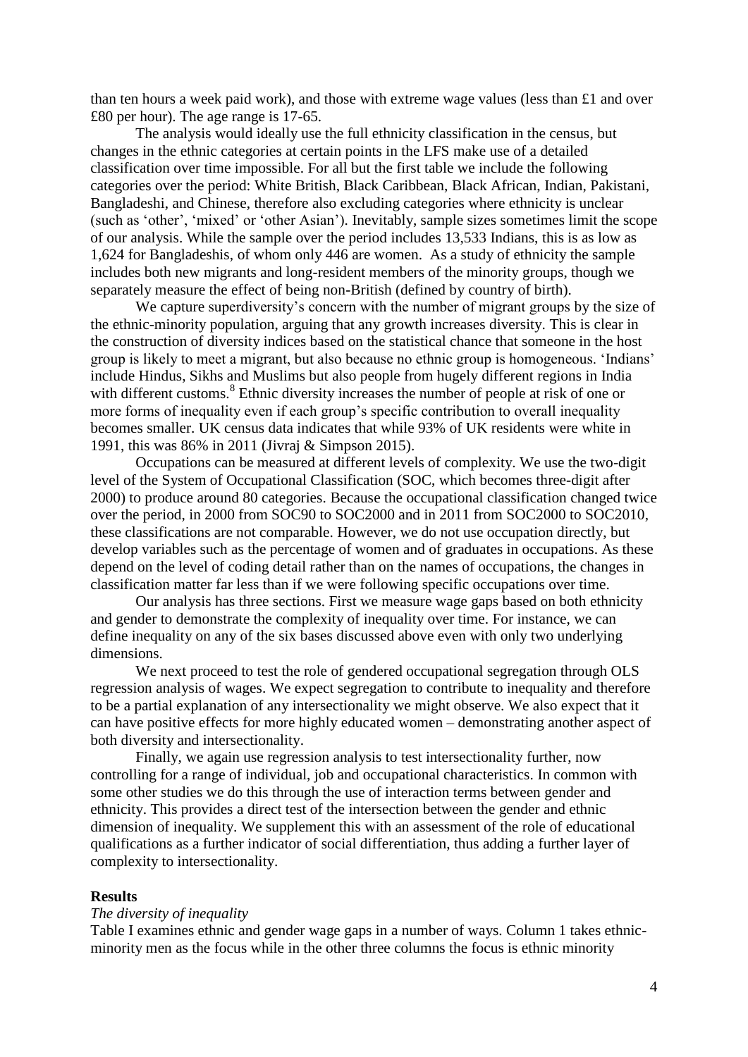than ten hours a week paid work), and those with extreme wage values (less than £1 and over £80 per hour). The age range is 17-65.

The analysis would ideally use the full ethnicity classification in the census, but changes in the ethnic categories at certain points in the LFS make use of a detailed classification over time impossible. For all but the first table we include the following categories over the period: White British, Black Caribbean, Black African, Indian, Pakistani, Bangladeshi, and Chinese, therefore also excluding categories where ethnicity is unclear (such as 'other', 'mixed' or 'other Asian'). Inevitably, sample sizes sometimes limit the scope of our analysis. While the sample over the period includes 13,533 Indians, this is as low as 1,624 for Bangladeshis, of whom only 446 are women. As a study of ethnicity the sample includes both new migrants and long-resident members of the minority groups, though we separately measure the effect of being non-British (defined by country of birth).

We capture superdiversity's concern with the number of migrant groups by the size of the ethnic-minority population, arguing that any growth increases diversity. This is clear in the construction of diversity indices based on the statistical chance that someone in the host group is likely to meet a migrant, but also because no ethnic group is homogeneous. 'Indians' include Hindus, Sikhs and Muslims but also people from hugely different regions in India with different customs.[8] Ethnic diversity increases the number of people at risk of one or more forms of inequality even if each group's specific contribution to overall inequality becomes smaller. UK census data indicates that while 93% of UK residents were white in 1991, this was 86% in 2011 (Jivraj & Simpson 2015).

Occupations can be measured at different levels of complexity. We use the two-digit level of the System of Occupational Classification (SOC, which becomes three-digit after 2000) to produce around 80 categories. Because the occupational classification changed twice over the period, in 2000 from SOC90 to SOC2000 and in 2011 from SOC2000 to SOC2010, these classifications are not comparable. However, we do not use occupation directly, but develop variables such as the percentage of women and of graduates in occupations. As these depend on the level of coding detail rather than on the names of occupations, the changes in classification matter far less than if we were following specific occupations over time.

Our analysis has three sections. First we measure wage gaps based on both ethnicity and gender to demonstrate the complexity of inequality over time. For instance, we can define inequality on any of the six bases discussed above even with only two underlying dimensions.

We next proceed to test the role of gendered occupational segregation through OLS regression analysis of wages. We expect segregation to contribute to inequality and therefore to be a partial explanation of any intersectionality we might observe. We also expect that it can have positive effects for more highly educated women – demonstrating another aspect of both diversity and intersectionality.

Finally, we again use regression analysis to test intersectionality further, now controlling for a range of individual, job and occupational characteristics. In common with some other studies we do this through the use of interaction terms between gender and ethnicity. This provides a direct test of the intersection between the gender and ethnic dimension of inequality. We supplement this with an assessment of the role of educational qualifications as a further indicator of social differentiation, thus adding a further layer of complexity to intersectionality.

## Results

*The diversity of inequality*

Table I examines ethnic and gender wage gaps in a number of ways. Column 1 takes ethnic-minority men as the focus while in the other three columns the focus is ethnic minority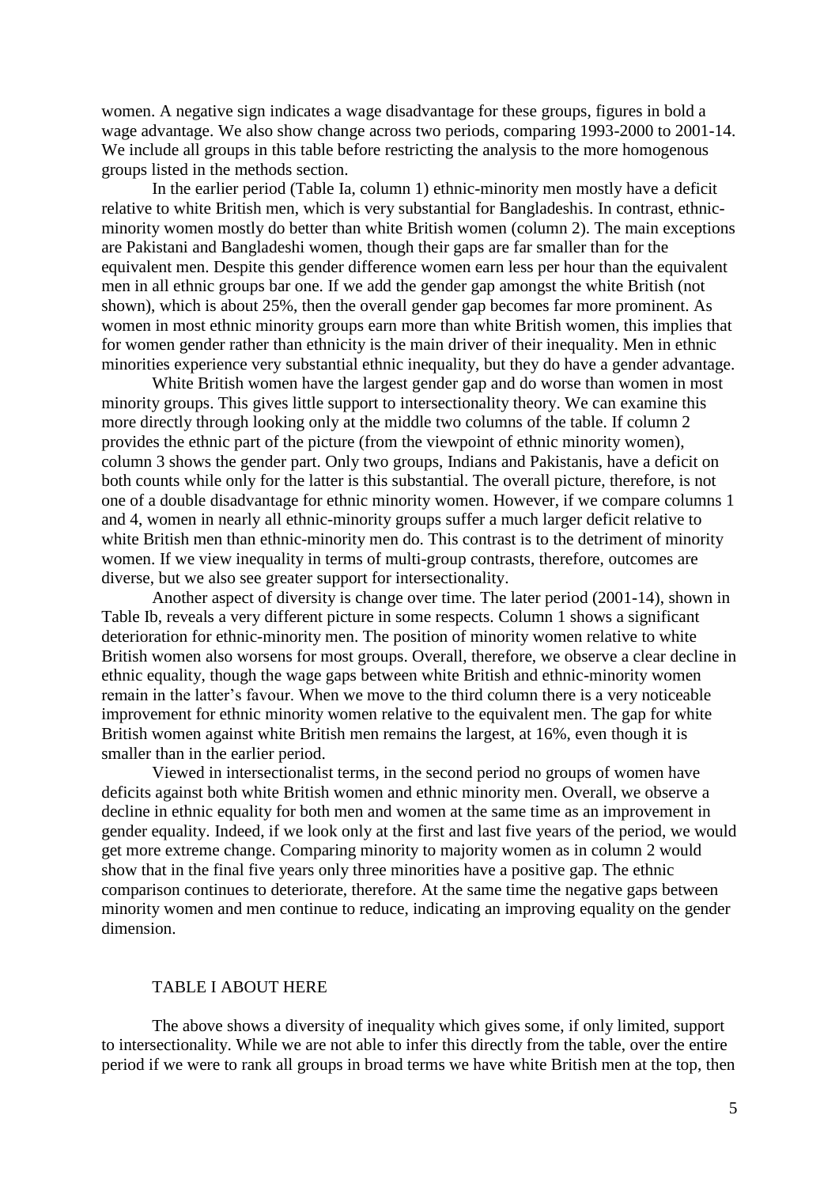women. A negative sign indicates a wage disadvantage for these groups, figures in bold a wage advantage. We also show change across two periods, comparing 1993-2000 to 2001-14. We include all groups in this table before restricting the analysis to the more homogenous groups listed in the methods section.

In the earlier period (Table Ia, column 1) ethnic-minority men mostly have a deficit relative to white British men, which is very substantial for Bangladeshis. In contrast, ethnic-minority women mostly do better than white British women (column 2). The main exceptions are Pakistani and Bangladeshi women, though their gaps are far smaller than for the equivalent men. Despite this gender difference women earn less per hour than the equivalent men in all ethnic groups bar one. If we add the gender gap amongst the white British (not shown), which is about 25%, then the overall gender gap becomes far more prominent. As women in most ethnic minority groups earn more than white British women, this implies that for women gender rather than ethnicity is the main driver of their inequality. Men in ethnic minorities experience very substantial ethnic inequality, but they do have a gender advantage.

White British women have the largest gender gap and do worse than women in most minority groups. This gives little support to intersectionality theory. We can examine this more directly through looking only at the middle two columns of the table. If column 2 provides the ethnic part of the picture (from the viewpoint of ethnic minority women), column 3 shows the gender part. Only two groups, Indians and Pakistanis, have a deficit on both counts while only for the latter is this substantial. The overall picture, therefore, is not one of a double disadvantage for ethnic minority women. However, if we compare columns 1 and 4, women in nearly all ethnic-minority groups suffer a much larger deficit relative to white British men than ethnic-minority men do. This contrast is to the detriment of minority women. If we view inequality in terms of multi-group contrasts, therefore, outcomes are diverse, but we also see greater support for intersectionality.

Another aspect of diversity is change over time. The later period (2001-14), shown in Table Ib, reveals a very different picture in some respects. Column 1 shows a significant deterioration for ethnic-minority men. The position of minority women relative to white British women also worsens for most groups. Overall, therefore, we observe a clear decline in ethnic equality, though the wage gaps between white British and ethnic-minority women remain in the latter's favour. When we move to the third column there is a very noticeable improvement for ethnic minority women relative to the equivalent men. The gap for white British women against white British men remains the largest, at 16%, even though it is smaller than in the earlier period.

Viewed in intersectionalist terms, in the second period no groups of women have deficits against both white British women and ethnic minority men. Overall, we observe a decline in ethnic equality for both men and women at the same time as an improvement in gender equality. Indeed, if we look only at the first and last five years of the period, we would get more extreme change. Comparing minority to majority women as in column 2 would show that in the final five years only three minorities have a positive gap. The ethnic comparison continues to deteriorate, therefore. At the same time the negative gaps between minority women and men continue to reduce, indicating an improving equality on the gender dimension.

TABLE I ABOUT HERE

The above shows a diversity of inequality which gives some, if only limited, support to intersectionality. While we are not able to infer this directly from the table, over the entire period if we were to rank all groups in broad terms we have white British men at the top, then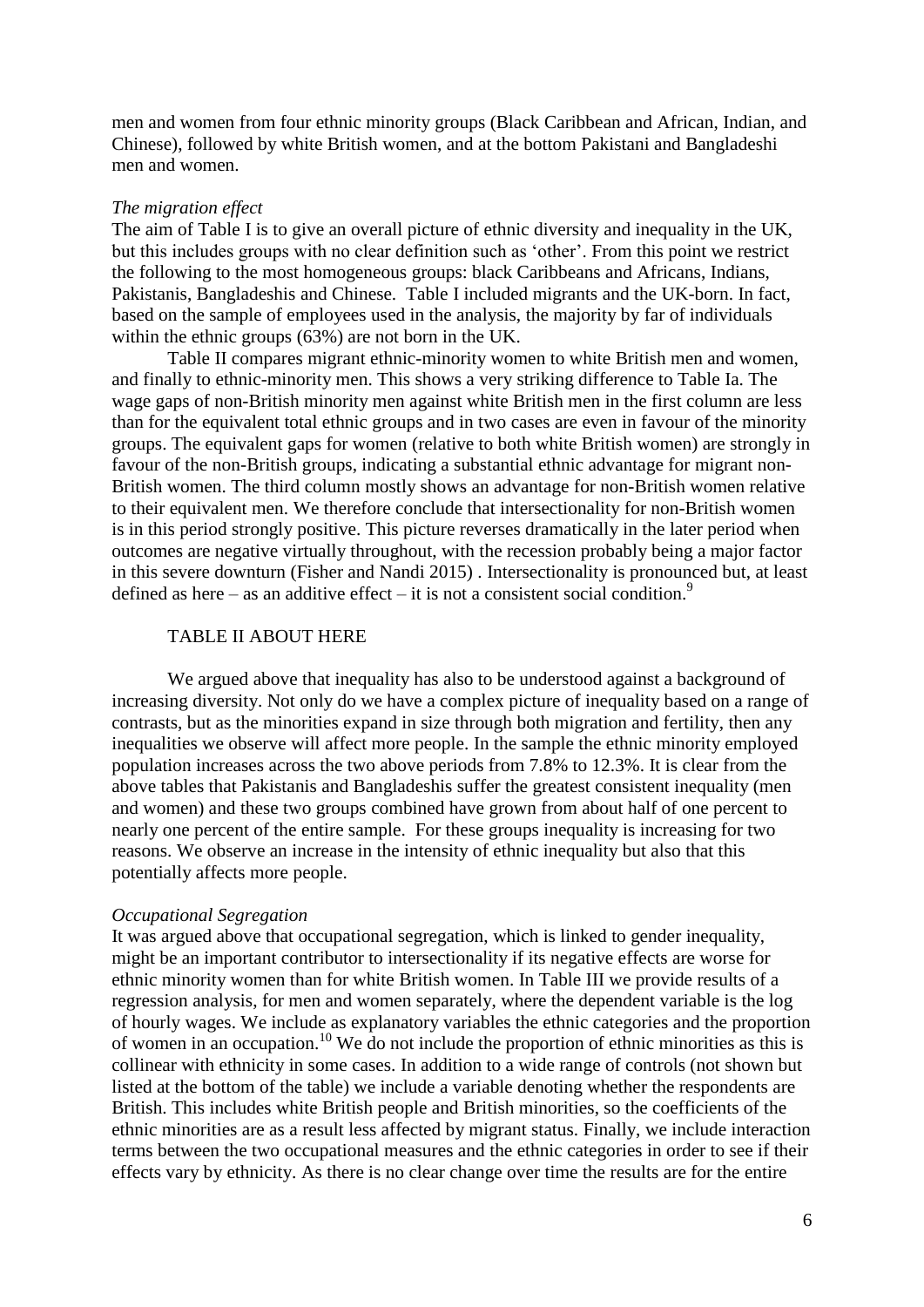men and women from four ethnic minority groups (Black Caribbean and African, Indian, and Chinese), followed by white British women, and at the bottom Pakistani and Bangladeshi men and women.

*The migration effect*

The aim of Table I is to give an overall picture of ethnic diversity and inequality in the UK, but this includes groups with no clear definition such as 'other'. From this point we restrict the following to the most homogeneous groups: black Caribbeans and Africans, Indians, Pakistanis, Bangladeshis and Chinese. Table I included migrants and the UK-born. In fact, based on the sample of employees used in the analysis, the majority by far of individuals within the ethnic groups (63%) are not born in the UK.

Table II compares migrant ethnic-minority women to white British men and women, and finally to ethnic-minority men. This shows a very striking difference to Table Ia. The wage gaps of non-British minority men against white British men in the first column are less than for the equivalent total ethnic groups and in two cases are even in favour of the minority groups. The equivalent gaps for women (relative to both white British women) are strongly in favour of the non-British groups, indicating a substantial ethnic advantage for migrant non-British women. The third column mostly shows an advantage for non-British women relative to their equivalent men. We therefore conclude that intersectionality for non-British women is in this period strongly positive. This picture reverses dramatically in the later period when outcomes are negative virtually throughout, with the recession probably being a major factor in this severe downturn (Fisher and Nandi 2015) . Intersectionality is pronounced but, at least defined as here – as an additive effect – it is not a consistent social condition.[9]

TABLE II ABOUT HERE

We argued above that inequality has also to be understood against a background of increasing diversity. Not only do we have a complex picture of inequality based on a range of contrasts, but as the minorities expand in size through both migration and fertility, then any inequalities we observe will affect more people. In the sample the ethnic minority employed population increases across the two above periods from 7.8% to 12.3%. It is clear from the above tables that Pakistanis and Bangladeshis suffer the greatest consistent inequality (men and women) and these two groups combined have grown from about half of one percent to nearly one percent of the entire sample. For these groups inequality is increasing for two reasons. We observe an increase in the intensity of ethnic inequality but also that this potentially affects more people.

*Occupational Segregation*

It was argued above that occupational segregation, which is linked to gender inequality, might be an important contributor to intersectionality if its negative effects are worse for ethnic minority women than for white British women. In Table III we provide results of a regression analysis, for men and women separately, where the dependent variable is the log of hourly wages. We include as explanatory variables the ethnic categories and the proportion of women in an occupation.[10] We do not include the proportion of ethnic minorities as this is collinear with ethnicity in some cases. In addition to a wide range of controls (not shown but listed at the bottom of the table) we include a variable denoting whether the respondents are British. This includes white British people and British minorities, so the coefficients of the ethnic minorities are as a result less affected by migrant status. Finally, we include interaction terms between the two occupational measures and the ethnic categories in order to see if their effects vary by ethnicity. As there is no clear change over time the results are for the entire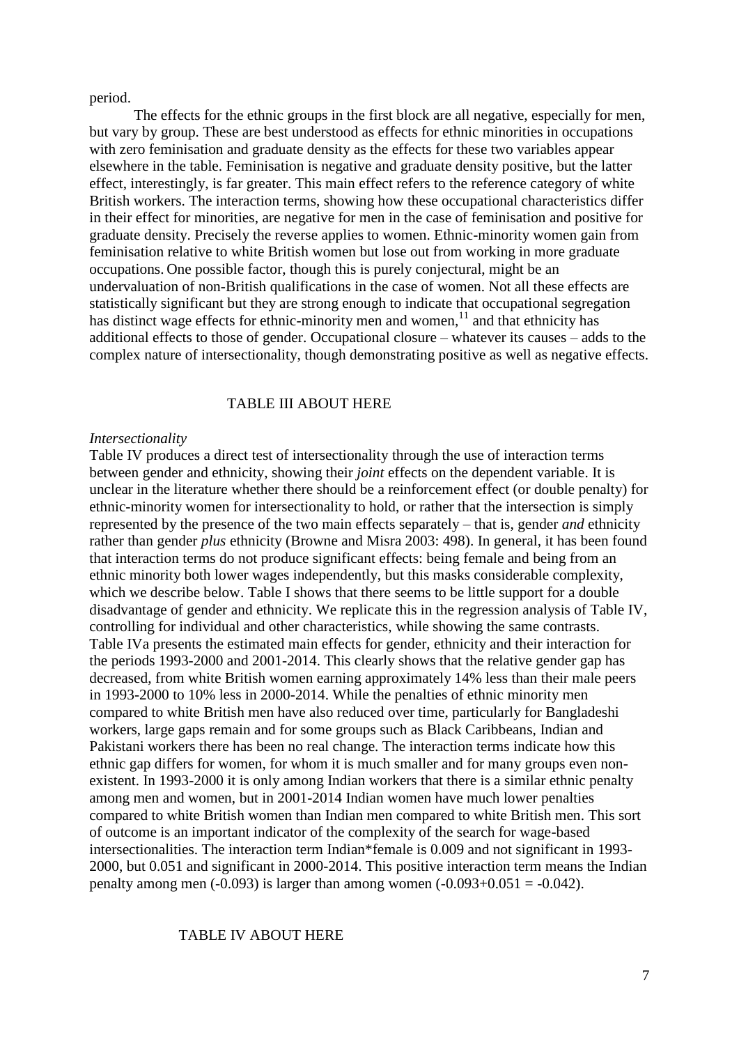period.

The effects for the ethnic groups in the first block are all negative, especially for men, but vary by group. These are best understood as effects for ethnic minorities in occupations with zero feminisation and graduate density as the effects for these two variables appear elsewhere in the table. Feminisation is negative and graduate density positive, but the latter effect, interestingly, is far greater. This main effect refers to the reference category of white British workers. The interaction terms, showing how these occupational characteristics differ in their effect for minorities, are negative for men in the case of feminisation and positive for graduate density. Precisely the reverse applies to women. Ethnic-minority women gain from feminisation relative to white British women but lose out from working in more graduate occupations. One possible factor, though this is purely conjectural, might be an undervaluation of non-British qualifications in the case of women. Not all these effects are statistically significant but they are strong enough to indicate that occupational segregation has distinct wage effects for ethnic-minority men and women,[11] and that ethnicity has additional effects to those of gender. Occupational closure – whatever its causes – adds to the complex nature of intersectionality, though demonstrating positive as well as negative effects.

TABLE III ABOUT HERE

*Intersectionality*

Table IV produces a direct test of intersectionality through the use of interaction terms between gender and ethnicity, showing their *joint* effects on the dependent variable. It is unclear in the literature whether there should be a reinforcement effect (or double penalty) for ethnic-minority women for intersectionality to hold, or rather that the intersection is simply represented by the presence of the two main effects separately – that is, gender *and* ethnicity rather than gender *plus* ethnicity (Browne and Misra 2003: 498). In general, it has been found that interaction terms do not produce significant effects: being female and being from an ethnic minority both lower wages independently, but this masks considerable complexity, which we describe below. Table I shows that there seems to be little support for a double disadvantage of gender and ethnicity. We replicate this in the regression analysis of Table IV, controlling for individual and other characteristics, while showing the same contrasts. Table IVa presents the estimated main effects for gender, ethnicity and their interaction for the periods 1993-2000 and 2001-2014. This clearly shows that the relative gender gap has decreased, from white British women earning approximately 14% less than their male peers in 1993-2000 to 10% less in 2000-2014. While the penalties of ethnic minority men compared to white British men have also reduced over time, particularly for Bangladeshi workers, large gaps remain and for some groups such as Black Caribbeans, Indian and Pakistani workers there has been no real change. The interaction terms indicate how this ethnic gap differs for women, for whom it is much smaller and for many groups even non-existent. In 1993-2000 it is only among Indian workers that there is a similar ethnic penalty among men and women, but in 2001-2014 Indian women have much lower penalties compared to white British women than Indian men compared to white British men. This sort of outcome is an important indicator of the complexity of the search for wage-based intersectionalities. The interaction term Indian*female is 0.009 and not significant in 1993-2000, but 0.051 and significant in 2000-2014. This positive interaction term means the Indian penalty among men (-0.093) is larger than among women (-0.093+0.051 = -0.042).

TABLE IV ABOUT HERE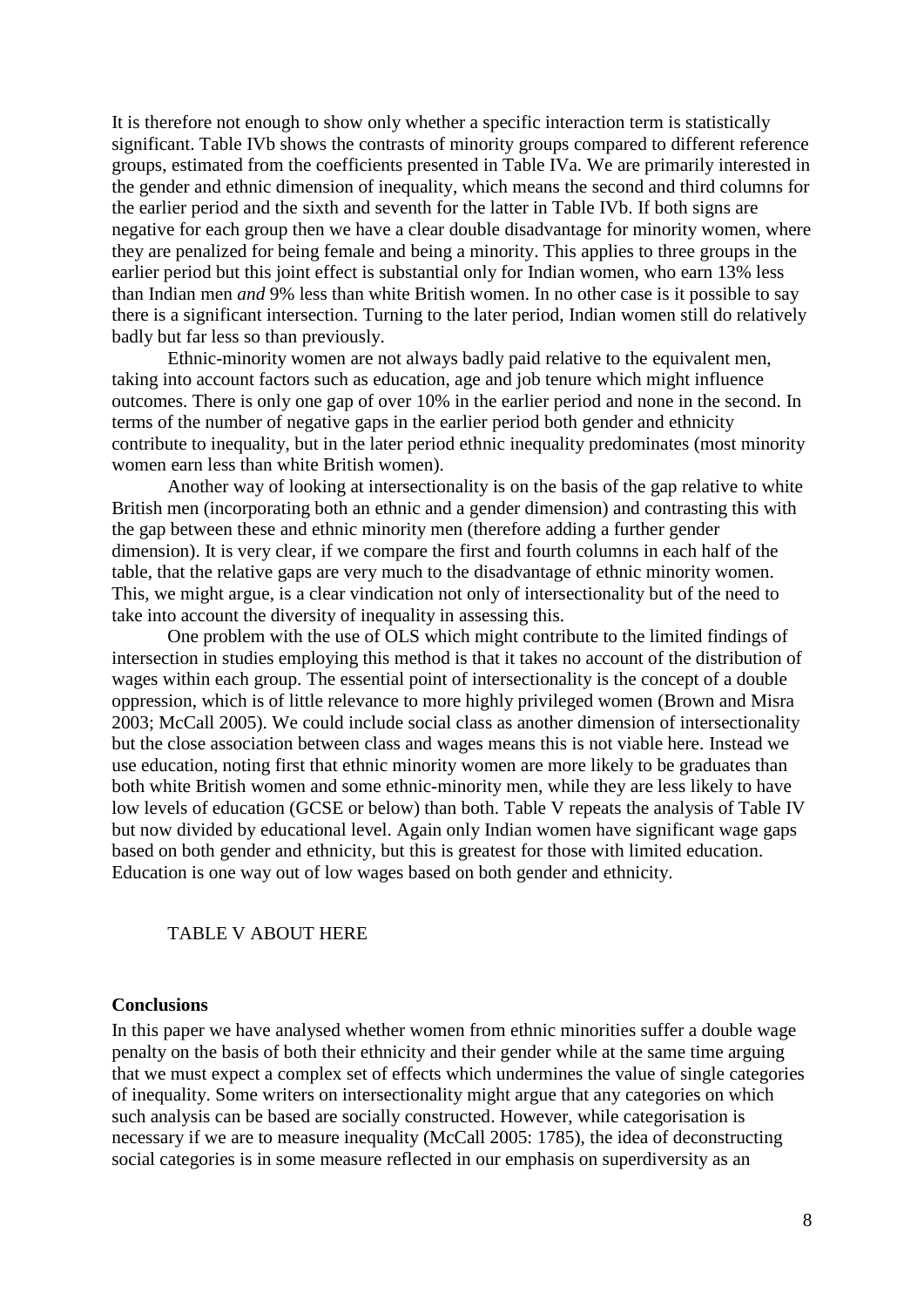It is therefore not enough to show only whether a specific interaction term is statistically significant. Table IVb shows the contrasts of minority groups compared to different reference groups, estimated from the coefficients presented in Table IVa. We are primarily interested in the gender and ethnic dimension of inequality, which means the second and third columns for the earlier period and the sixth and seventh for the latter in Table IVb. If both signs are negative for each group then we have a clear double disadvantage for minority women, where they are penalized for being female and being a minority. This applies to three groups in the earlier period but this joint effect is substantial only for Indian women, who earn 13% less than Indian men *and* 9% less than white British women. In no other case is it possible to say there is a significant intersection. Turning to the later period, Indian women still do relatively badly but far less so than previously.

Ethnic-minority women are not always badly paid relative to the equivalent men, taking into account factors such as education, age and job tenure which might influence outcomes. There is only one gap of over 10% in the earlier period and none in the second. In terms of the number of negative gaps in the earlier period both gender and ethnicity contribute to inequality, but in the later period ethnic inequality predominates (most minority women earn less than white British women).

Another way of looking at intersectionality is on the basis of the gap relative to white British men (incorporating both an ethnic and a gender dimension) and contrasting this with the gap between these and ethnic minority men (therefore adding a further gender dimension). It is very clear, if we compare the first and fourth columns in each half of the table, that the relative gaps are very much to the disadvantage of ethnic minority women. This, we might argue, is a clear vindication not only of intersectionality but of the need to take into account the diversity of inequality in assessing this.

One problem with the use of OLS which might contribute to the limited findings of intersection in studies employing this method is that it takes no account of the distribution of wages within each group. The essential point of intersectionality is the concept of a double oppression, which is of little relevance to more highly privileged women (Brown and Misra 2003; McCall 2005). We could include social class as another dimension of intersectionality but the close association between class and wages means this is not viable here. Instead we use education, noting first that ethnic minority women are more likely to be graduates than both white British women and some ethnic-minority men, while they are less likely to have low levels of education (GCSE or below) than both. Table V repeats the analysis of Table IV but now divided by educational level. Again only Indian women have significant wage gaps based on both gender and ethnicity, but this is greatest for those with limited education. Education is one way out of low wages based on both gender and ethnicity.

TABLE V ABOUT HERE

**Conclusions**

In this paper we have analysed whether women from ethnic minorities suffer a double wage penalty on the basis of both their ethnicity and their gender while at the same time arguing that we must expect a complex set of effects which undermines the value of single categories of inequality. Some writers on intersectionality might argue that any categories on which such analysis can be based are socially constructed. However, while categorisation is necessary if we are to measure inequality (McCall 2005: 1785), the idea of deconstructing social categories is in some measure reflected in our emphasis on superdiversity as an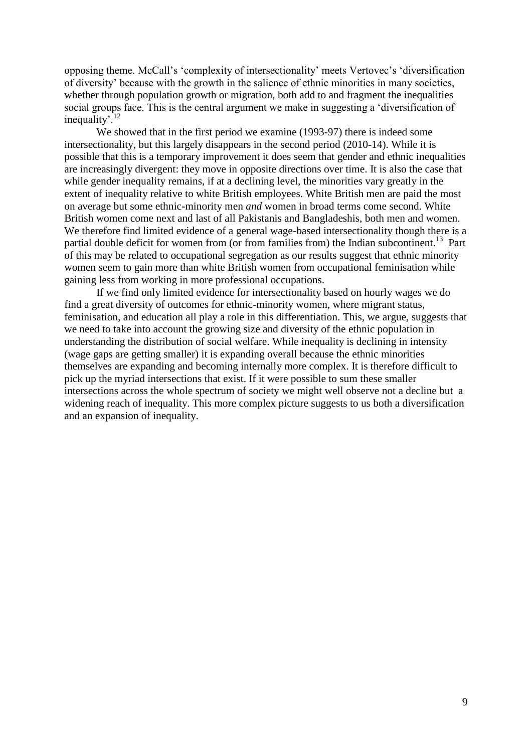opposing theme. McCall's 'complexity of intersectionality' meets Vertovec's 'diversification of diversity' because with the growth in the salience of ethnic minorities in many societies, whether through population growth or migration, both add to and fragment the inequalities social groups face. This is the central argument we make in suggesting a 'diversification of inequality'.[12]

We showed that in the first period we examine (1993-97) there is indeed some intersectionality, but this largely disappears in the second period (2010-14). While it is possible that this is a temporary improvement it does seem that gender and ethnic inequalities are increasingly divergent: they move in opposite directions over time. It is also the case that while gender inequality remains, if at a declining level, the minorities vary greatly in the extent of inequality relative to white British employees. White British men are paid the most on average but some ethnic-minority men *and* women in broad terms come second. White British women come next and last of all Pakistanis and Bangladeshis, both men and women. We therefore find limited evidence of a general wage-based intersectionality though there is a partial double deficit for women from (or from families from) the Indian subcontinent.[13] Part of this may be related to occupational segregation as our results suggest that ethnic minority women seem to gain more than white British women from occupational feminisation while gaining less from working in more professional occupations.

If we find only limited evidence for intersectionality based on hourly wages we do find a great diversity of outcomes for ethnic-minority women, where migrant status, feminisation, and education all play a role in this differentiation. This, we argue, suggests that we need to take into account the growing size and diversity of the ethnic population in understanding the distribution of social welfare. While inequality is declining in intensity (wage gaps are getting smaller) it is expanding overall because the ethnic minorities themselves are expanding and becoming internally more complex. It is therefore difficult to pick up the myriad intersections that exist. If it were possible to sum these smaller intersections across the whole spectrum of society we might well observe not a decline but a widening reach of inequality. This more complex picture suggests to us both a diversification and an expansion of inequality.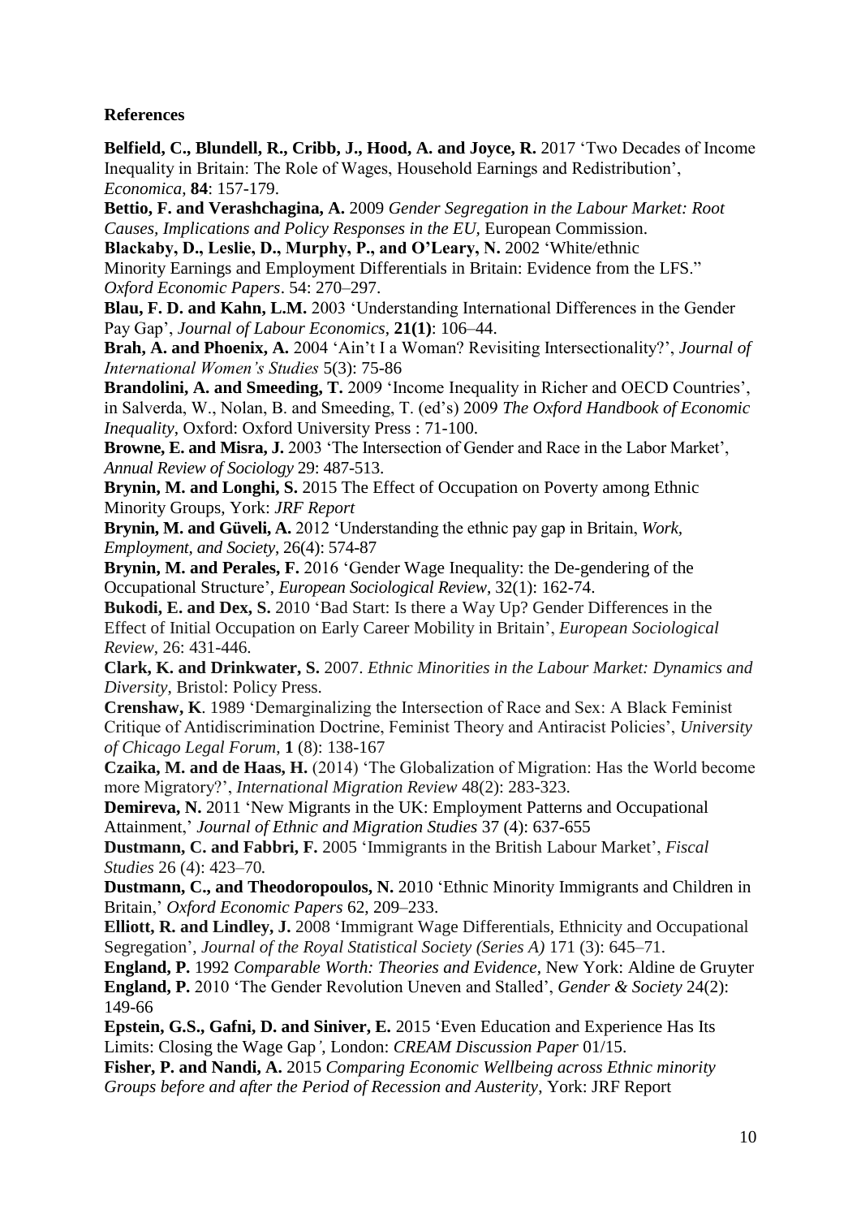**References**

**Belfield, C., Blundell, R., Cribb, J., Hood, A. and Joyce, R.** 2017 'Two Decades of Income Inequality in Britain: The Role of Wages, Household Earnings and Redistribution', *Economica*, **84**: 157-179.

**Bettio, F. and Verashchagina, A.** 2009 *Gender Segregation in the Labour Market: Root Causes, Implications and Policy Responses in the EU*, European Commission.

**Blackaby, D., Leslie, D., Murphy, P., and O'Leary, N.** 2002 'White/ethnic Minority Earnings and Employment Differentials in Britain: Evidence from the LFS." *Oxford Economic Papers*. 54: 270–297.

**Blau, F. D. and Kahn, L.M.** 2003 'Understanding International Differences in the Gender Pay Gap', *Journal of Labour Economics*, **21(1)**: 106–44.

**Brah, A. and Phoenix, A.** 2004 'Ain't I a Woman? Revisiting Intersectionality?', *Journal of International Women's Studies* 5(3): 75-86

**Brandolini, A. and Smeeding, T.** 2009 'Income Inequality in Richer and OECD Countries', in Salverda, W., Nolan, B. and Smeeding, T. (ed's) 2009 *The Oxford Handbook of Economic Inequality*, Oxford: Oxford University Press : 71-100.

**Browne, E. and Misra, J.** 2003 'The Intersection of Gender and Race in the Labor Market', *Annual Review of Sociology* 29: 487-513.

**Brynin, M. and Longhi, S.** 2015 The Effect of Occupation on Poverty among Ethnic Minority Groups, York: *JRF Report*

**Brynin, M. and Güveli, A.** 2012 'Understanding the ethnic pay gap in Britain, *Work, Employment, and Society*, 26(4): 574-87

**Brynin, M. and Perales, F.** 2016 'Gender Wage Inequality: the De-gendering of the Occupational Structure', *European Sociological Review*, 32(1): 162-74.

**Bukodi, E. and Dex, S.** 2010 'Bad Start: Is there a Way Up? Gender Differences in the Effect of Initial Occupation on Early Career Mobility in Britain', *European Sociological Review*, 26: 431-446.

**Clark, K. and Drinkwater, S.** 2007. *Ethnic Minorities in the Labour Market: Dynamics and Diversity*, Bristol: Policy Press.

**Crenshaw, K**. 1989 'Demarginalizing the Intersection of Race and Sex: A Black Feminist Critique of Antidiscrimination Doctrine, Feminist Theory and Antiracist Policies', *University of Chicago Legal Forum*, **1** (8): 138-167

**Czaika, M. and de Haas, H.** (2014) 'The Globalization of Migration: Has the World become more Migratory?', *International Migration Review* 48(2): 283-323.

**Demireva, N.** 2011 'New Migrants in the UK: Employment Patterns and Occupational Attainment,' *Journal of Ethnic and Migration Studies* 37 (4): 637-655

**Dustmann, C. and Fabbri, F.** 2005 'Immigrants in the British Labour Market', *Fiscal Studies* 26 (4): 423–70.

**Dustmann, C., and Theodoropoulos, N.** 2010 'Ethnic Minority Immigrants and Children in Britain,' *Oxford Economic Papers* 62, 209–233.

**Elliott, R. and Lindley, J.** 2008 'Immigrant Wage Differentials, Ethnicity and Occupational Segregation', *Journal of the Royal Statistical Society (Series A)* 171 (3): 645–71.

**England, P.** 1992 *Comparable Worth: Theories and Evidence*, New York: Aldine de Gruyter

**England, P.** 2010 'The Gender Revolution Uneven and Stalled', *Gender & Society* 24(2): 149-66

**Epstein, G.S., Gafni, D. and Siniver, E.** 2015 'Even Education and Experience Has Its Limits: Closing the Wage Gap*'*, London: *CREAM Discussion Paper* 01/15.

**Fisher, P. and Nandi, A.** 2015 *Comparing Economic Wellbeing across Ethnic minority Groups before and after the Period of Recession and Austerity*, York: JRF Report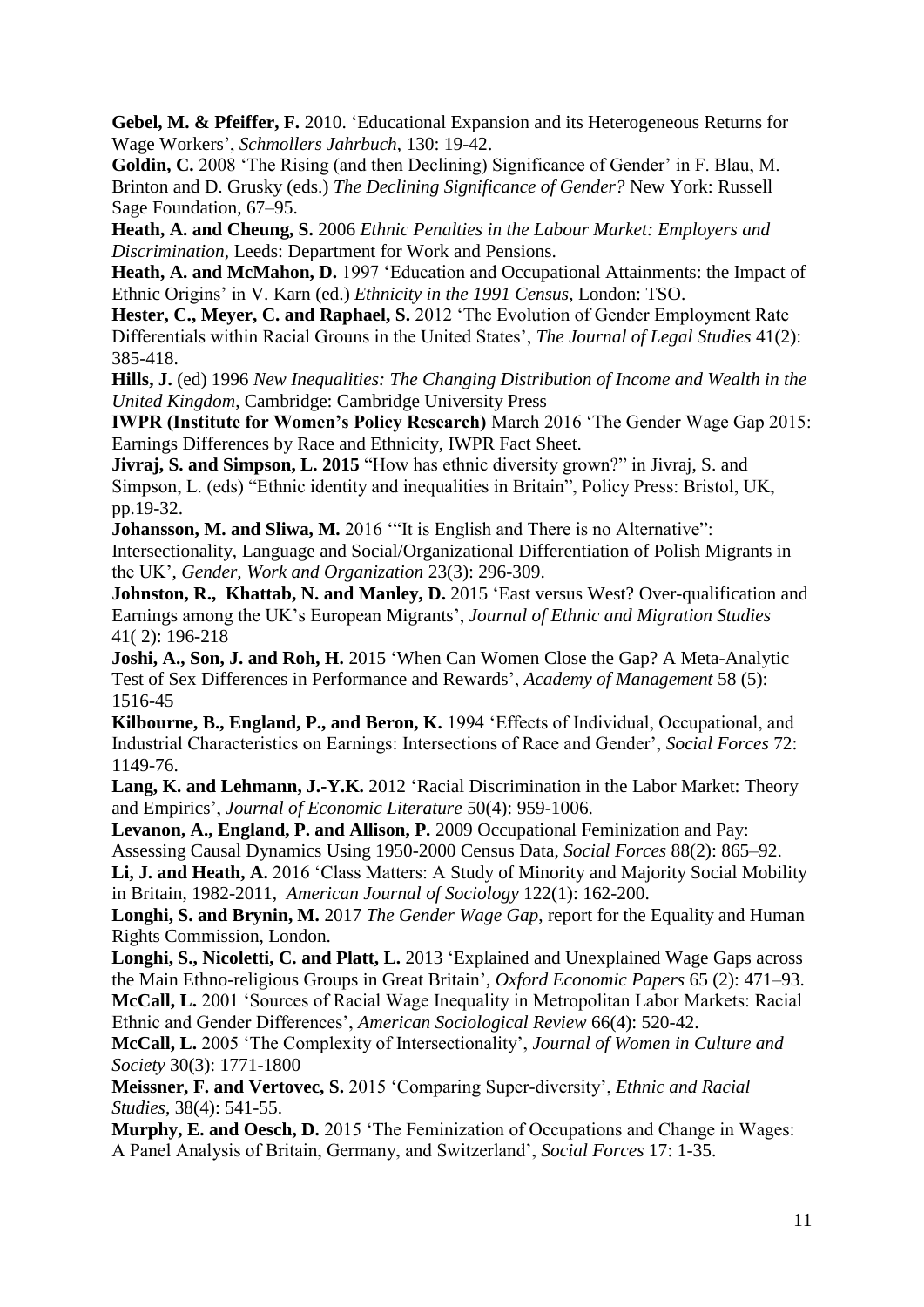**Gebel, M. & Pfeiffer, F.** 2010. 'Educational Expansion and its Heterogeneous Returns for Wage Workers', *Schmollers Jahrbuch*, 130: 19-42.

**Goldin, C.** 2008 'The Rising (and then Declining) Significance of Gender' in F. Blau, M. Brinton and D. Grusky (eds.) *The Declining Significance of Gender?* New York: Russell Sage Foundation, 67–95.

**Heath, A. and Cheung, S.** 2006 *Ethnic Penalties in the Labour Market: Employers and Discrimination*, Leeds: Department for Work and Pensions.

**Heath, A. and McMahon, D.** 1997 'Education and Occupational Attainments: the Impact of Ethnic Origins' in V. Karn (ed.) *Ethnicity in the 1991 Census*, London: TSO.

**Hester, C., Meyer, C. and Raphael, S.** 2012 'The Evolution of Gender Employment Rate Differentials within Racial Grouns in the United States', *The Journal of Legal Studies* 41(2): 385-418.

**Hills, J.** (ed) 1996 *New Inequalities: The Changing Distribution of Income and Wealth in the United Kingdom*, Cambridge: Cambridge University Press

**IWPR (Institute for Women's Policy Research)** March 2016 'The Gender Wage Gap 2015: Earnings Differences by Race and Ethnicity, IWPR Fact Sheet.

**Jivraj, S. and Simpson, L. 2015** "How has ethnic diversity grown?" in Jivraj, S. and Simpson, L. (eds) "Ethnic identity and inequalities in Britain", Policy Press: Bristol, UK, pp.19-32.

**Johansson, M. and Sliwa, M.** 2016 '"It is English and There is no Alternative": Intersectionality, Language and Social/Organizational Differentiation of Polish Migrants in the UK', *Gender, Work and Organization* 23(3): 296-309.

**Johnston, R., Khattab, N. and Manley, D.** 2015 'East versus West? Over-qualification and Earnings among the UK's European Migrants', *Journal of Ethnic and Migration Studies* 41( 2): 196-218

**Joshi, A., Son, J. and Roh, H.** 2015 'When Can Women Close the Gap? A Meta-Analytic Test of Sex Differences in Performance and Rewards', *Academy of Management* 58 (5): 1516-45

**Kilbourne, B., England, P., and Beron, K.** 1994 'Effects of Individual, Occupational, and Industrial Characteristics on Earnings: Intersections of Race and Gender', *Social Forces* 72: 1149-76.

**Lang, K. and Lehmann, J.-Y.K.** 2012 'Racial Discrimination in the Labor Market: Theory and Empirics', *Journal of Economic Literature* 50(4): 959-1006.

**Levanon, A., England, P. and Allison, P.** 2009 Occupational Feminization and Pay: Assessing Causal Dynamics Using 1950-2000 Census Data, *Social Forces* 88(2): 865–92.

**Li, J. and Heath, A.** 2016 'Class Matters: A Study of Minority and Majority Social Mobility in Britain, 1982-2011, *American Journal of Sociology* 122(1): 162-200.

**Longhi, S. and Brynin, M.** 2017 *The Gender Wage Gap*, report for the Equality and Human Rights Commission, London.

**Longhi, S., Nicoletti, C. and Platt, L.** 2013 'Explained and Unexplained Wage Gaps across the Main Ethno-religious Groups in Great Britain', *Oxford Economic Papers* 65 (2): 471–93.

**McCall, L.** 2001 'Sources of Racial Wage Inequality in Metropolitan Labor Markets: Racial Ethnic and Gender Differences', *American Sociological Review* 66(4): 520-42.

**McCall, L.** 2005 'The Complexity of Intersectionality', *Journal of Women in Culture and Society* 30(3): 1771-1800

**Meissner, F. and Vertovec, S.** 2015 'Comparing Super-diversity', *Ethnic and Racial Studies*, 38(4): 541-55.

**Murphy, E. and Oesch, D.** 2015 'The Feminization of Occupations and Change in Wages: A Panel Analysis of Britain, Germany, and Switzerland', *Social Forces* 17: 1-35.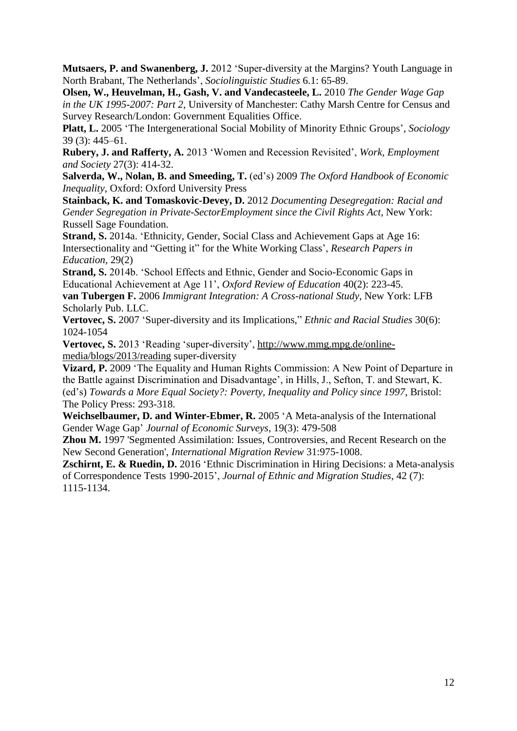**Mutsaers, P. and Swanenberg, J.** 2012 'Super-diversity at the Margins? Youth Language in North Brabant, The Netherlands', *Sociolinguistic Studies* 6.1: 65-89.

**Olsen, W., Heuvelman, H., Gash, V. and Vandecasteele, L.** 2010 *The Gender Wage Gap in the UK 1995-2007: Part 2*, University of Manchester: Cathy Marsh Centre for Census and Survey Research/London: Government Equalities Office.

**Platt, L.** 2005 'The Intergenerational Social Mobility of Minority Ethnic Groups', *Sociology* 39 (3): 445–61.

**Rubery, J. and Rafferty, A.** 2013 'Women and Recession Revisited', *Work, Employment and Society* 27(3): 414-32.

**Salverda, W., Nolan, B. and Smeeding, T.** (ed's) 2009 *The Oxford Handbook of Economic Inequality*, Oxford: Oxford University Press

**Stainback, K. and Tomaskovic-Devey, D.** 2012 *Documenting Desegregation: Racial and Gender Segregation in Private-SectorEmployment since the Civil Rights Act*, New York: Russell Sage Foundation.

**Strand, S.** 2014a. 'Ethnicity, Gender, Social Class and Achievement Gaps at Age 16: Intersectionality and "Getting it" for the White Working Class', *Research Papers in Education*, 29(2)

**Strand, S.** 2014b. 'School Effects and Ethnic, Gender and Socio-Economic Gaps in Educational Achievement at Age 11', *Oxford Review of Education* 40(2): 223-45.

**van Tubergen F.** 2006 *Immigrant Integration: A Cross-national Study*, New York: LFB Scholarly Pub. LLC.

**Vertovec, S.** 2007 'Super-diversity and its Implications," *Ethnic and Racial Studies* 30(6): 1024-1054

**Vertovec, S.** 2013 'Reading 'super-diversity', http://www.mmg.mpg.de/online-media/blogs/2013/reading super-diversity

**Vizard, P.** 2009 'The Equality and Human Rights Commission: A New Point of Departure in the Battle against Discrimination and Disadvantage', in Hills, J., Sefton, T. and Stewart, K. (ed's) *Towards a More Equal Society?: Poverty, Inequality and Policy since 1997*, Bristol: The Policy Press: 293-318.

**Weichselbaumer, D. and Winter-Ebmer, R.** 2005 'A Meta-analysis of the International Gender Wage Gap' *Journal of Economic Surveys*, 19(3): 479-508

**Zhou M.** 1997 'Segmented Assimilation: Issues, Controversies, and Recent Research on the New Second Generation', *International Migration Review* 31:975-1008.

**Zschirnt, E. & Ruedin, D.** 2016 'Ethnic Discrimination in Hiring Decisions: a Meta-analysis of Correspondence Tests 1990-2015', *Journal of Ethnic and Migration Studies*, 42 (7): 1115-1134.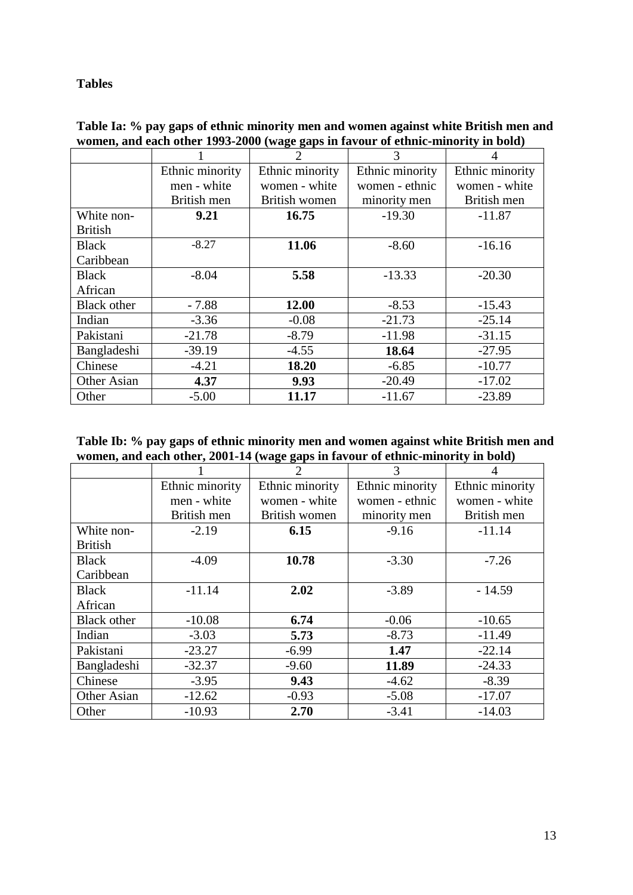**Tables**

**Table Ia: % pay gaps of ethnic minority men and women against white British men and women, and each other 1993-2000 (wage gaps in favour of ethnic-minority in bold)**

| | 1 | 2 | 3 | 4 |
|---|---|---|---|---|
| | Ethnic minority men - white British men | Ethnic minority women - white British women | Ethnic minority women - ethnic minority men | Ethnic minority women - white British men |
| White non-British | **9.21** | **16.75** | -19.30 | -11.87 |
| Black Caribbean | -8.27 | **11.06** | -8.60 | -16.16 |
| Black African | -8.04 | **5.58** | -13.33 | -20.30 |
| Black other | - 7.88 | **12.00** | -8.53 | -15.43 |
| Indian | -3.36 | -0.08 | -21.73 | -25.14 |
| Pakistani | -21.78 | -8.79 | -11.98 | -31.15 |
| Bangladeshi | -39.19 | -4.55 | **18.64** | -27.95 |
| Chinese | -4.21 | **18.20** | -6.85 | -10.77 |
| Other Asian | **4.37** | **9.93** | -20.49 | -17.02 |
| Other | -5.00 | **11.17** | -11.67 | -23.89 |

**Table Ib: % pay gaps of ethnic minority men and women against white British men and women, and each other, 2001-14 (wage gaps in favour of ethnic-minority in bold)**

| | 1 | 2 | 3 | 4 |
|---|---|---|---|---|
| | Ethnic minority men - white British men | Ethnic minority women - white British women | Ethnic minority women - ethnic minority men | Ethnic minority women - white British men |
| White non-British | -2.19 | **6.15** | -9.16 | -11.14 |
| Black Caribbean | -4.09 | **10.78** | -3.30 | -7.26 |
| Black African | -11.14 | **2.02** | -3.89 | - 14.59 |
| Black other | -10.08 | **6.74** | -0.06 | -10.65 |
| Indian | -3.03 | **5.73** | -8.73 | -11.49 |
| Pakistani | -23.27 | -6.99 | **1.47** | -22.14 |
| Bangladeshi | -32.37 | -9.60 | **11.89** | -24.33 |
| Chinese | -3.95 | **9.43** | -4.62 | -8.39 |
| Other Asian | -12.62 | -0.93 | -5.08 | -17.07 |
| Other | -10.93 | **2.70** | -3.41 | -14.03 |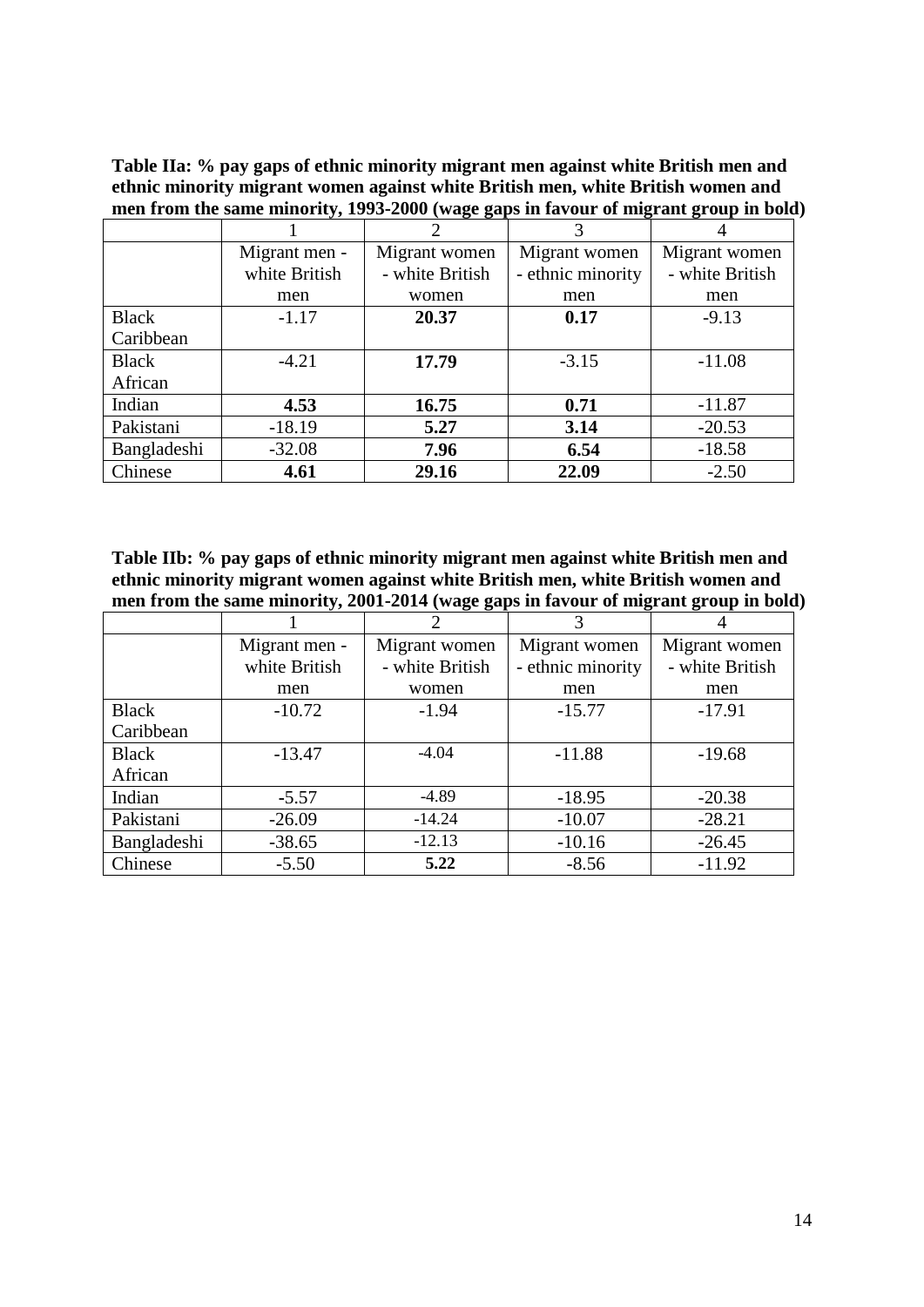**Table IIa: % pay gaps of ethnic minority migrant men against white British men and ethnic minority migrant women against white British men, white British women and men from the same minority, 1993-2000 (wage gaps in favour of migrant group in bold)**

| | 1 | 2 | 3 | 4 |
|---|---|---|---|---|
| | Migrant men - white British men | Migrant women - white British women | Migrant women - ethnic minority men | Migrant women - white British men |
| Black Caribbean | -1.17 | **20.37** | **0.17** | -9.13 |
| Black African | -4.21 | **17.79** | -3.15 | -11.08 |
| Indian | **4.53** | **16.75** | **0.71** | -11.87 |
| Pakistani | -18.19 | **5.27** | **3.14** | -20.53 |
| Bangladeshi | -32.08 | **7.96** | **6.54** | -18.58 |
| Chinese | **4.61** | **29.16** | **22.09** | -2.50 |

**Table IIb: % pay gaps of ethnic minority migrant men against white British men and ethnic minority migrant women against white British men, white British women and men from the same minority, 2001-2014 (wage gaps in favour of migrant group in bold)**

| | 1 | 2 | 3 | 4 |
|---|---|---|---|---|
| | Migrant men - white British men | Migrant women - white British women | Migrant women - ethnic minority men | Migrant women - white British men |
| Black Caribbean | -10.72 | -1.94 | -15.77 | -17.91 |
| Black African | -13.47 | -4.04 | -11.88 | -19.68 |
| Indian | -5.57 | -4.89 | -18.95 | -20.38 |
| Pakistani | -26.09 | -14.24 | -10.07 | -28.21 |
| Bangladeshi | -38.65 | -12.13 | -10.16 | -26.45 |
| Chinese | -5.50 | **5.22** | -8.56 | -11.92 |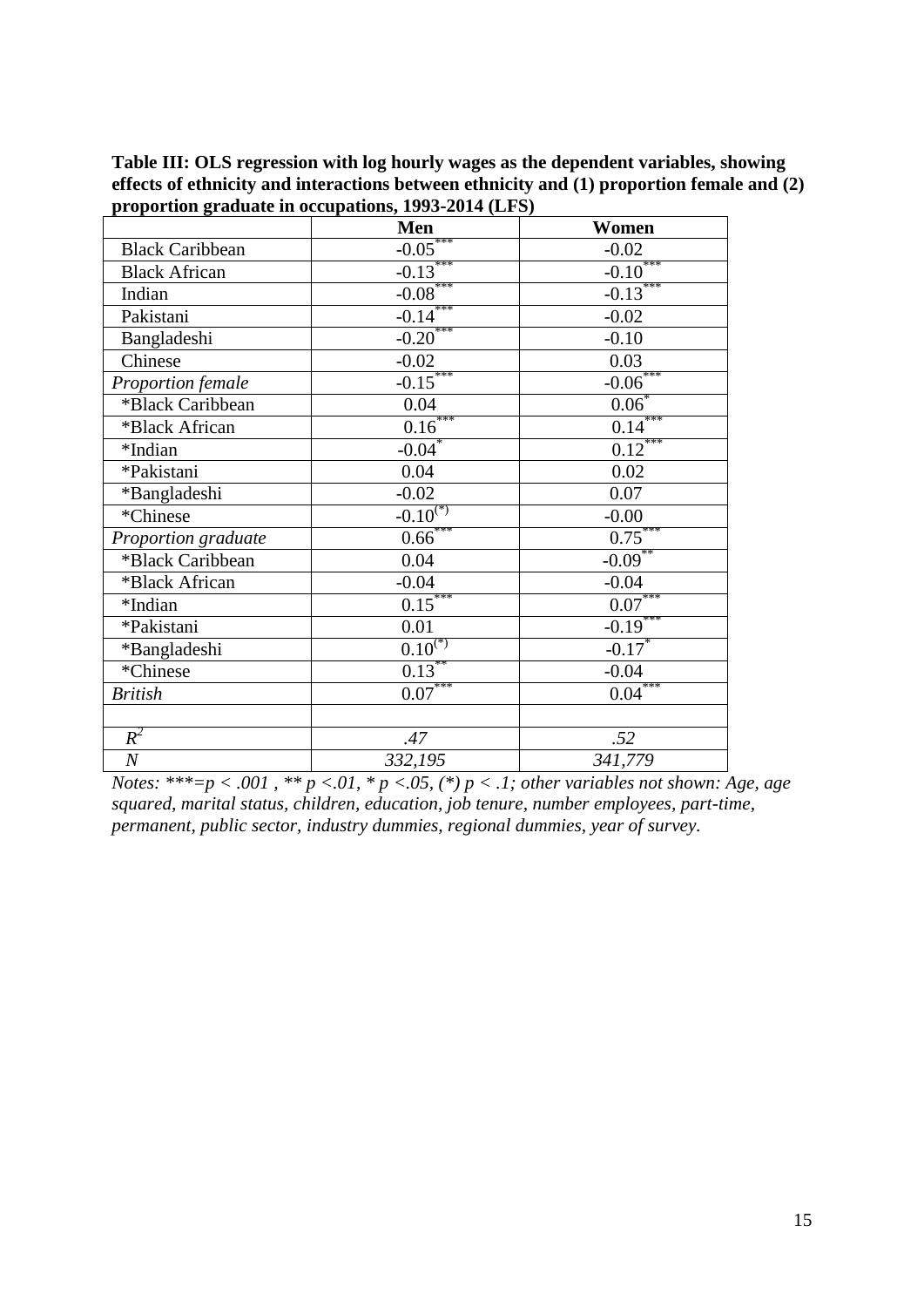**Table III: OLS regression with log hourly wages as the dependent variables, showing effects of ethnicity and interactions between ethnicity and (1) proportion female and (2) proportion graduate in occupations, 1993-2014 (LFS)**

| | Men | Women |
|---|---|---|
| Black Caribbean | -0.05*** | -0.02 |
| Black African | -0.13*** | -0.10*** |
| Indian | -0.08*** | -0.13*** |
| Pakistani | -0.14*** | -0.02 |
| Bangladeshi | -0.20*** | -0.10 |
| Chinese | -0.02 | 0.03 |
| *Proportion female* | -0.15*** | -0.06*** |
| *Black Caribbean | 0.04 | 0.06* |
| *Black African | 0.16*** | 0.14*** |
| *Indian | -0.04* | 0.12*** |
| *Pakistani | 0.04 | 0.02 |
| *Bangladeshi | -0.02 | 0.07 |
| *Chinese | -0.10(*) | -0.00 |
| *Proportion graduate* | 0.66*** | 0.75*** |
| *Black Caribbean | 0.04 | -0.09** |
| *Black African | -0.04 | -0.04 |
| *Indian | 0.15*** | 0.07*** |
| *Pakistani | 0.01 | -0.19*** |
| *Bangladeshi | 0.10(*) | -0.17* |
| *Chinese | 0.13** | -0.04 |
| *British* | 0.07*** | 0.04*** |
| | | |
| $R^2$ | *.47* | *.52* |
| *N* | *332,195* | *341,779* |

*Notes: ***=p < .001 , ** p <.01, * p <.05, (*) p < .1; other variables not shown: Age, age squared, marital status, children, education, job tenure, number employees, part-time, permanent, public sector, industry dummies, regional dummies, year of survey.*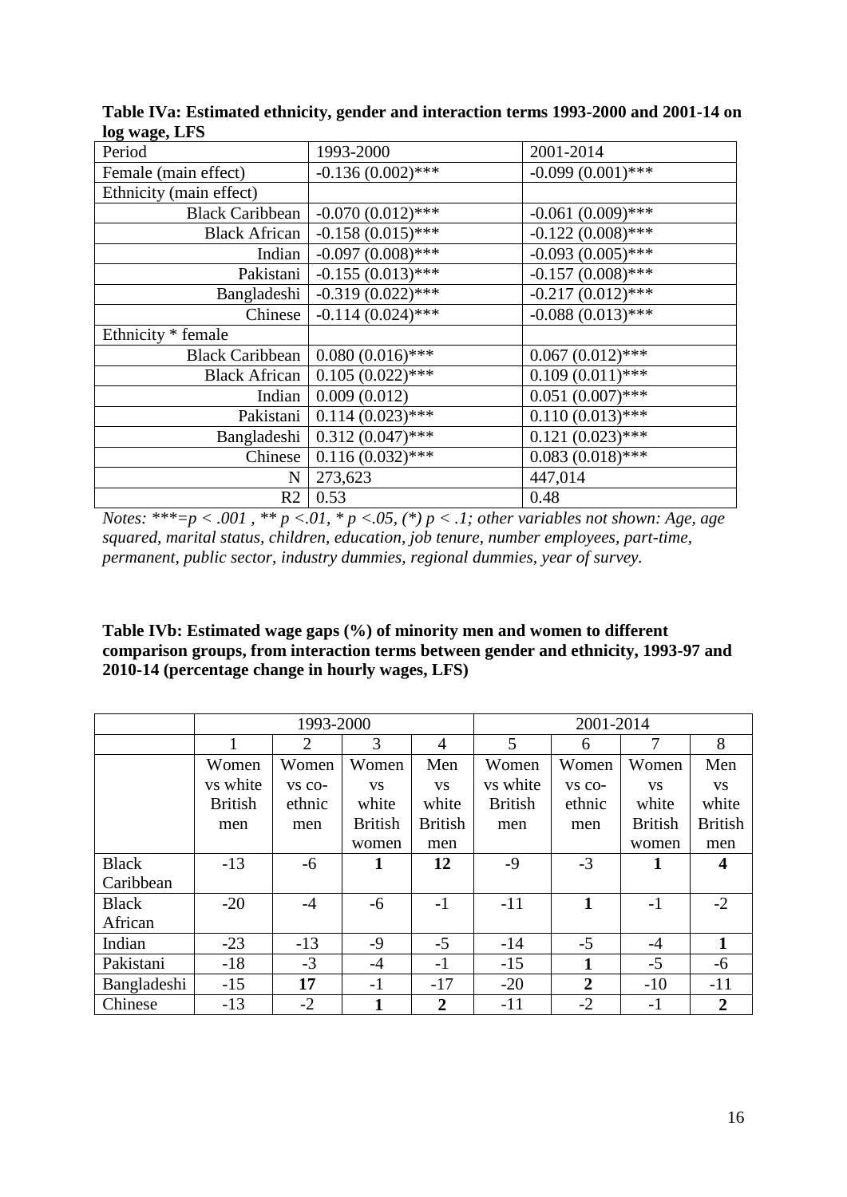**Table IVa: Estimated ethnicity, gender and interaction terms 1993-2000 and 2001-14 on log wage, LFS**

| Period | 1993-2000 | 2001-2014 |
|---|---|---|
| Female (main effect) | -0.136 (0.002)*** | -0.099 (0.001)*** |
| Ethnicity (main effect) | | |
| Black Caribbean | -0.070 (0.012)*** | -0.061 (0.009)*** |
| Black African | -0.158 (0.015)*** | -0.122 (0.008)*** |
| Indian | -0.097 (0.008)*** | -0.093 (0.005)*** |
| Pakistani | -0.155 (0.013)*** | -0.157 (0.008)*** |
| Bangladeshi | -0.319 (0.022)*** | -0.217 (0.012)*** |
| Chinese | -0.114 (0.024)*** | -0.088 (0.013)*** |
| Ethnicity * female | | |
| Black Caribbean | 0.080 (0.016)*** | 0.067 (0.012)*** |
| Black African | 0.105 (0.022)*** | 0.109 (0.011)*** |
| Indian | 0.009 (0.012) | 0.051 (0.007)*** |
| Pakistani | 0.114 (0.023)*** | 0.110 (0.013)*** |
| Bangladeshi | 0.312 (0.047)*** | 0.121 (0.023)*** |
| Chinese | 0.116 (0.032)*** | 0.083 (0.018)*** |
| N | 273,623 | 447,014 |
| R2 | 0.53 | 0.48 |

*Notes: ***=p < .001 , ** p <.01, * p <.05, (*) p < .1; other variables not shown: Age, age squared, marital status, children, education, job tenure, number employees, part-time, permanent, public sector, industry dummies, regional dummies, year of survey.*

**Table IVb: Estimated wage gaps (%) of minority men and women to different comparison groups, from interaction terms between gender and ethnicity, 1993-97 and 2010-14 (percentage change in hourly wages, LFS)**

| | 1993-2000 | | | | 2001-2014 | | | |
|---|---|---|---|---|---|---|---|---|
| | 1 | 2 | 3 | 4 | 5 | 6 | 7 | 8 |
| | Women vs white British men | Women vs co-ethnic men | Women vs white British women | Men vs white British men | Women vs white British men | Women vs co-ethnic men | Women vs white British women | Men vs white British men |
| Black Caribbean | -13 | -6 | **1** | **12** | -9 | -3 | **1** | **4** |
| Black African | -20 | -4 | -6 | -1 | -11 | **1** | -1 | -2 |
| Indian | -23 | -13 | -9 | -5 | -14 | -5 | -4 | **1** |
| Pakistani | -18 | -3 | -4 | -1 | -15 | **1** | -5 | -6 |
| Bangladeshi | -15 | **17** | -1 | -17 | -20 | **2** | -10 | -11 |
| Chinese | -13 | -2 | **1** | **2** | -11 | -2 | -1 | **2** |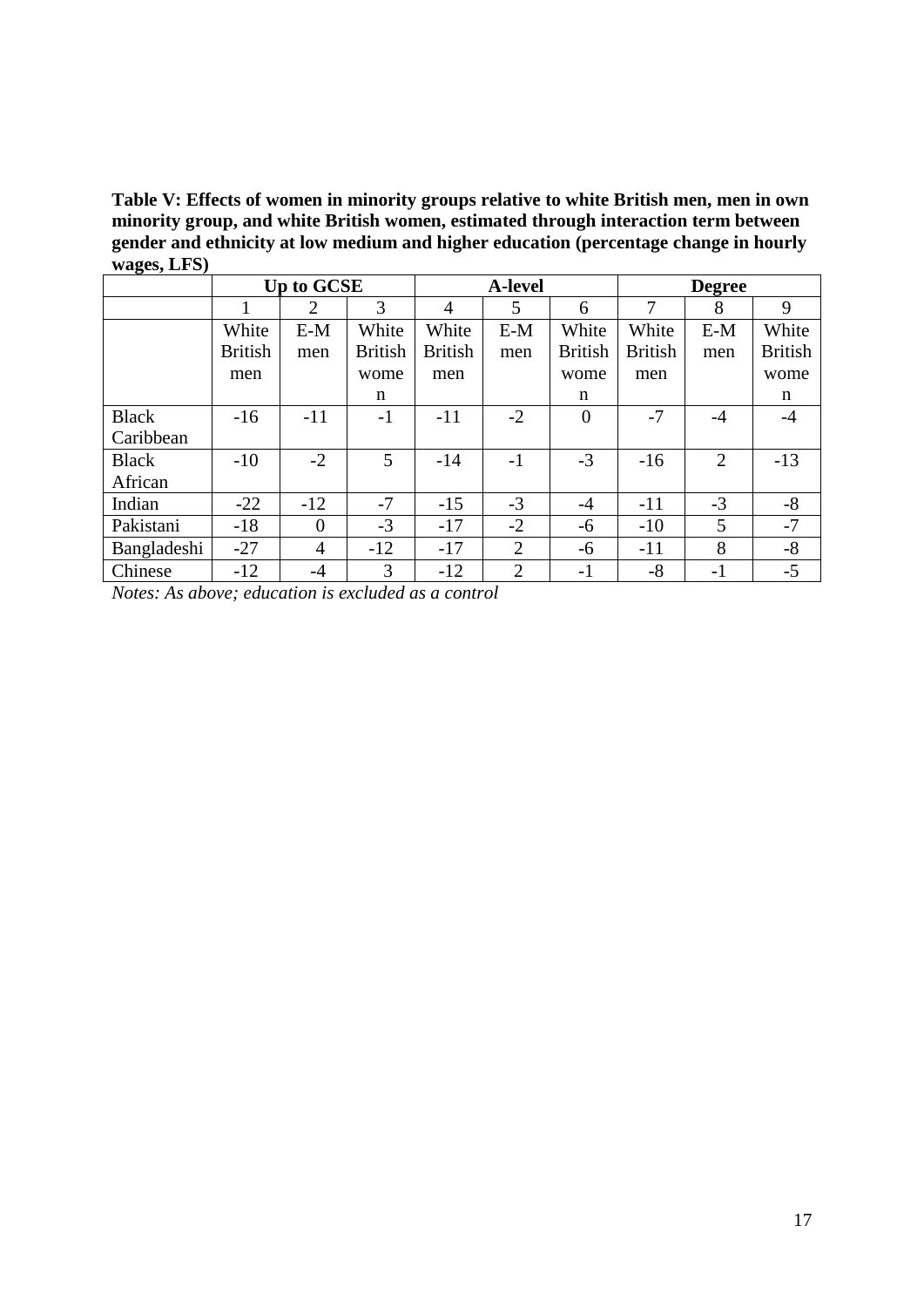**Table V: Effects of women in minority groups relative to white British men, men in own minority group, and white British women, estimated through interaction term between gender and ethnicity at low medium and higher education (percentage change in hourly wages, LFS)**

| | Up to GCSE | | | A-level | | | Degree | | |
|---|---|---|---|---|---|---|---|---|---|
| | 1 | 2 | 3 | 4 | 5 | 6 | 7 | 8 | 9 |
| | White British men | E-M men | White British women | White British men | E-M men | White British women | White British men | E-M men | White British women |
| Black Caribbean | -16 | -11 | -1 | -11 | -2 | 0 | -7 | -4 | -4 |
| Black African | -10 | -2 | 5 | -14 | -1 | -3 | -16 | 2 | -13 |
| Indian | -22 | -12 | -7 | -15 | -3 | -4 | -11 | -3 | -8 |
| Pakistani | -18 | 0 | -3 | -17 | -2 | -6 | -10 | 5 | -7 |
| Bangladeshi | -27 | 4 | -12 | -17 | 2 | -6 | -11 | 8 | -8 |
| Chinese | -12 | -4 | 3 | -12 | 2 | -1 | -8 | -1 | -5 |

*Notes: As above; education is excluded as a control*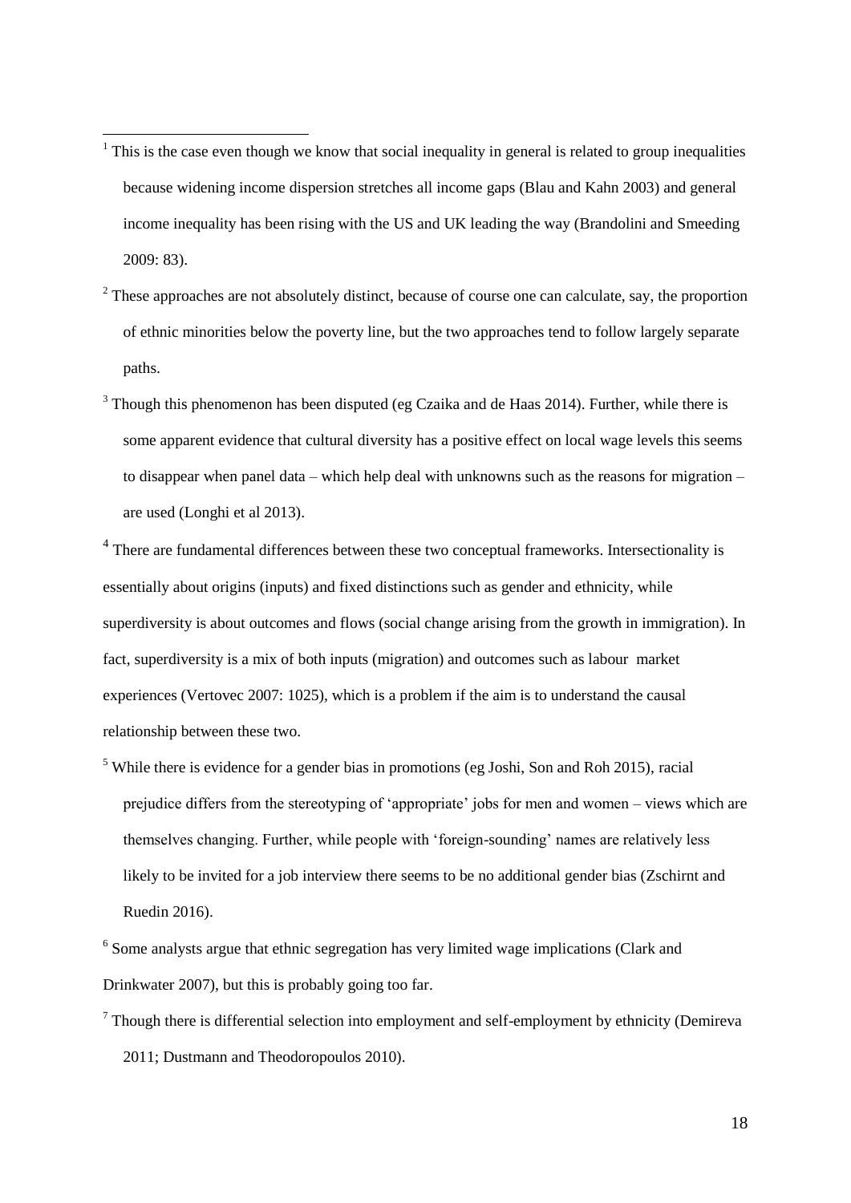[1] This is the case even though we know that social inequality in general is related to group inequalities because widening income dispersion stretches all income gaps (Blau and Kahn 2003) and general income inequality has been rising with the US and UK leading the way (Brandolini and Smeeding 2009: 83).

[2] These approaches are not absolutely distinct, because of course one can calculate, say, the proportion of ethnic minorities below the poverty line, but the two approaches tend to follow largely separate paths.

[3] Though this phenomenon has been disputed (eg Czaika and de Haas 2014). Further, while there is some apparent evidence that cultural diversity has a positive effect on local wage levels this seems to disappear when panel data – which help deal with unknowns such as the reasons for migration – are used (Longhi et al 2013).

[4] There are fundamental differences between these two conceptual frameworks. Intersectionality is essentially about origins (inputs) and fixed distinctions such as gender and ethnicity, while superdiversity is about outcomes and flows (social change arising from the growth in immigration). In fact, superdiversity is a mix of both inputs (migration) and outcomes such as labour market experiences (Vertovec 2007: 1025), which is a problem if the aim is to understand the causal relationship between these two.

[5] While there is evidence for a gender bias in promotions (eg Joshi, Son and Roh 2015), racial prejudice differs from the stereotyping of 'appropriate' jobs for men and women – views which are themselves changing. Further, while people with 'foreign-sounding' names are relatively less likely to be invited for a job interview there seems to be no additional gender bias (Zschirnt and Ruedin 2016).

[6] Some analysts argue that ethnic segregation has very limited wage implications (Clark and Drinkwater 2007), but this is probably going too far.

[7] Though there is differential selection into employment and self-employment by ethnicity (Demireva 2011; Dustmann and Theodoropoulos 2010).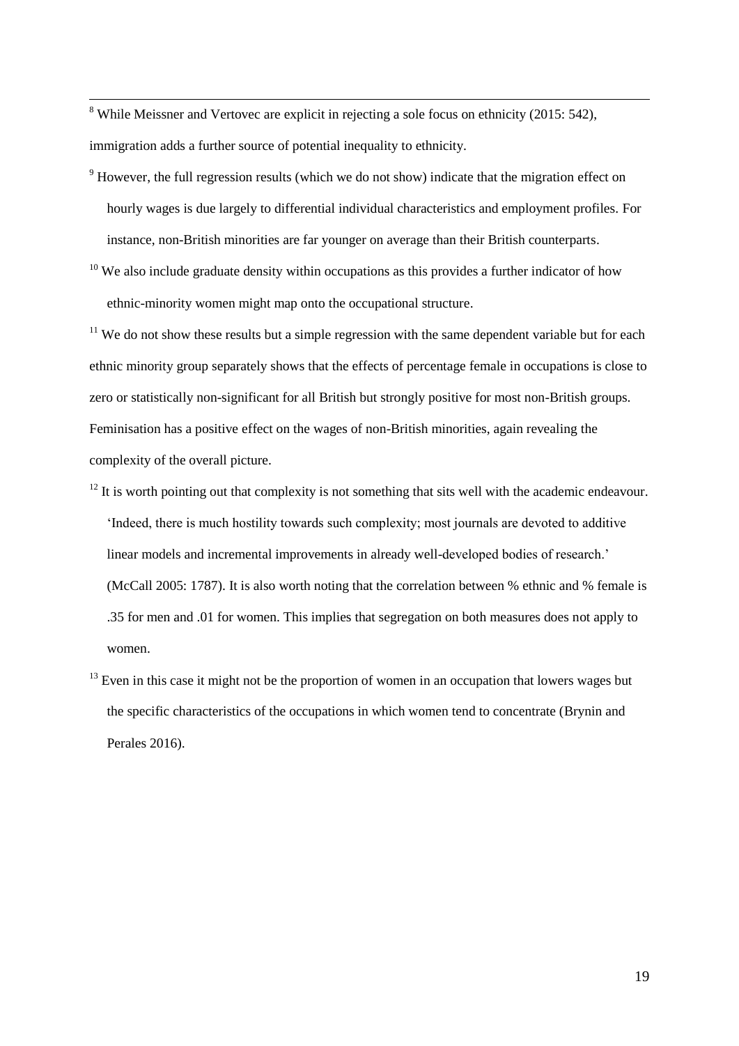[8] While Meissner and Vertovec are explicit in rejecting a sole focus on ethnicity (2015: 542), immigration adds a further source of potential inequality to ethnicity.

[9] However, the full regression results (which we do not show) indicate that the migration effect on hourly wages is due largely to differential individual characteristics and employment profiles. For instance, non-British minorities are far younger on average than their British counterparts.

[10] We also include graduate density within occupations as this provides a further indicator of how ethnic-minority women might map onto the occupational structure.

[11] We do not show these results but a simple regression with the same dependent variable but for each ethnic minority group separately shows that the effects of percentage female in occupations is close to zero or statistically non-significant for all British but strongly positive for most non-British groups. Feminisation has a positive effect on the wages of non-British minorities, again revealing the complexity of the overall picture.

[12] It is worth pointing out that complexity is not something that sits well with the academic endeavour. 'Indeed, there is much hostility towards such complexity; most journals are devoted to additive linear models and incremental improvements in already well-developed bodies of research.' (McCall 2005: 1787). It is also worth noting that the correlation between % ethnic and % female is .35 for men and .01 for women. This implies that segregation on both measures does not apply to women.

[13] Even in this case it might not be the proportion of women in an occupation that lowers wages but the specific characteristics of the occupations in which women tend to concentrate (Brynin and Perales 2016).